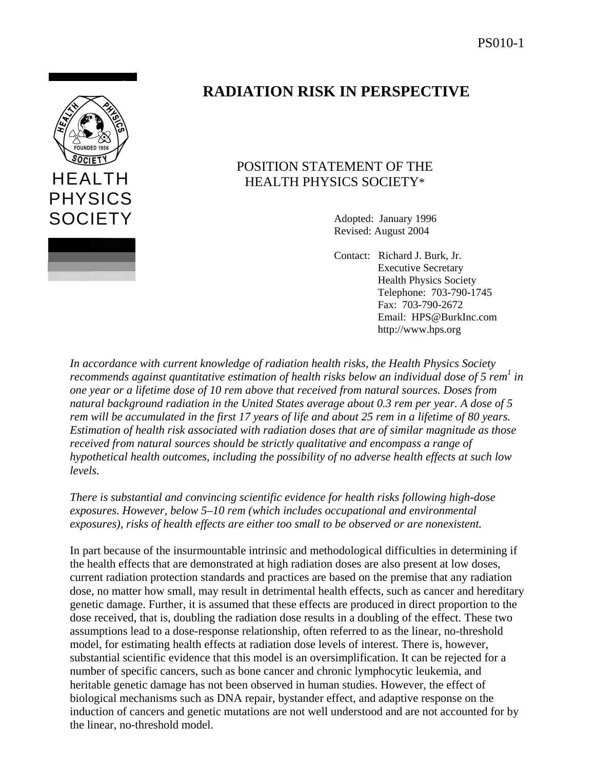HEALTH PHYSICS SOCIETY

# RADIATION RISK IN PERSPECTIVE

POSITION STATEMENT OF THE
HEALTH PHYSICS SOCIETY*

Adopted: January 1996
Revised: August 2004

Contact: Richard J. Burk, Jr.
Executive Secretary
Health Physics Society
Telephone: 703-790-1745
Fax: 703-790-2672
Email: HPS@BurkInc.com
http://www.hps.org

*In accordance with current knowledge of radiation health risks, the Health Physics Society recommends against quantitative estimation of health risks below an individual dose of 5 rem[1] in one year or a lifetime dose of 10 rem above that received from natural sources. Doses from natural background radiation in the United States average about 0.3 rem per year. A dose of 5 rem will be accumulated in the first 17 years of life and about 25 rem in a lifetime of 80 years. Estimation of health risk associated with radiation doses that are of similar magnitude as those received from natural sources should be strictly qualitative and encompass a range of hypothetical health outcomes, including the possibility of no adverse health effects at such low levels.*

*There is substantial and convincing scientific evidence for health risks following high-dose exposures. However, below 5–10 rem (which includes occupational and environmental exposures), risks of health effects are either too small to be observed or are nonexistent.*

In part because of the insurmountable intrinsic and methodological difficulties in determining if the health effects that are demonstrated at high radiation doses are also present at low doses, current radiation protection standards and practices are based on the premise that any radiation dose, no matter how small, may result in detrimental health effects, such as cancer and hereditary genetic damage. Further, it is assumed that these effects are produced in direct proportion to the dose received, that is, doubling the radiation dose results in a doubling of the effect. These two assumptions lead to a dose-response relationship, often referred to as the linear, no-threshold model, for estimating health effects at radiation dose levels of interest. There is, however, substantial scientific evidence that this model is an oversimplification. It can be rejected for a number of specific cancers, such as bone cancer and chronic lymphocytic leukemia, and heritable genetic damage has not been observed in human studies. However, the effect of biological mechanisms such as DNA repair, bystander effect, and adaptive response on the induction of cancers and genetic mutations are not well understood and are not accounted for by the linear, no-threshold model.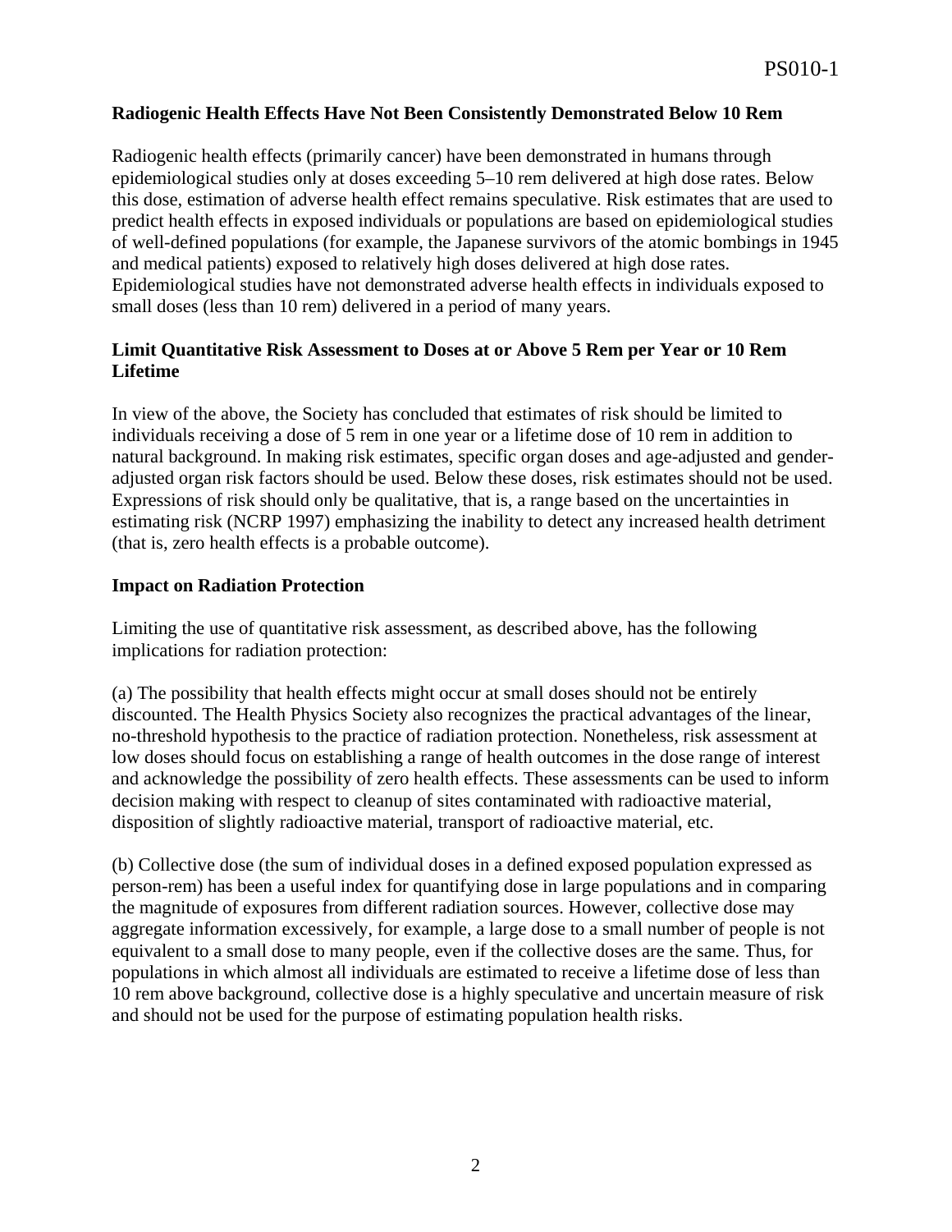## Radiogenic Health Effects Have Not Been Consistently Demonstrated Below 10 Rem

Radiogenic health effects (primarily cancer) have been demonstrated in humans through epidemiological studies only at doses exceeding 5–10 rem delivered at high dose rates. Below this dose, estimation of adverse health effect remains speculative. Risk estimates that are used to predict health effects in exposed individuals or populations are based on epidemiological studies of well-defined populations (for example, the Japanese survivors of the atomic bombings in 1945 and medical patients) exposed to relatively high doses delivered at high dose rates. Epidemiological studies have not demonstrated adverse health effects in individuals exposed to small doses (less than 10 rem) delivered in a period of many years.

## Limit Quantitative Risk Assessment to Doses at or Above 5 Rem per Year or 10 Rem Lifetime

In view of the above, the Society has concluded that estimates of risk should be limited to individuals receiving a dose of 5 rem in one year or a lifetime dose of 10 rem in addition to natural background. In making risk estimates, specific organ doses and age-adjusted and gender-adjusted organ risk factors should be used. Below these doses, risk estimates should not be used. Expressions of risk should only be qualitative, that is, a range based on the uncertainties in estimating risk (NCRP 1997) emphasizing the inability to detect any increased health detriment (that is, zero health effects is a probable outcome).

## Impact on Radiation Protection

Limiting the use of quantitative risk assessment, as described above, has the following implications for radiation protection:

(a) The possibility that health effects might occur at small doses should not be entirely discounted. The Health Physics Society also recognizes the practical advantages of the linear, no-threshold hypothesis to the practice of radiation protection. Nonetheless, risk assessment at low doses should focus on establishing a range of health outcomes in the dose range of interest and acknowledge the possibility of zero health effects. These assessments can be used to inform decision making with respect to cleanup of sites contaminated with radioactive material, disposition of slightly radioactive material, transport of radioactive material, etc.

(b) Collective dose (the sum of individual doses in a defined exposed population expressed as person-rem) has been a useful index for quantifying dose in large populations and in comparing the magnitude of exposures from different radiation sources. However, collective dose may aggregate information excessively, for example, a large dose to a small number of people is not equivalent to a small dose to many people, even if the collective doses are the same. Thus, for populations in which almost all individuals are estimated to receive a lifetime dose of less than 10 rem above background, collective dose is a highly speculative and uncertain measure of risk and should not be used for the purpose of estimating population health risks.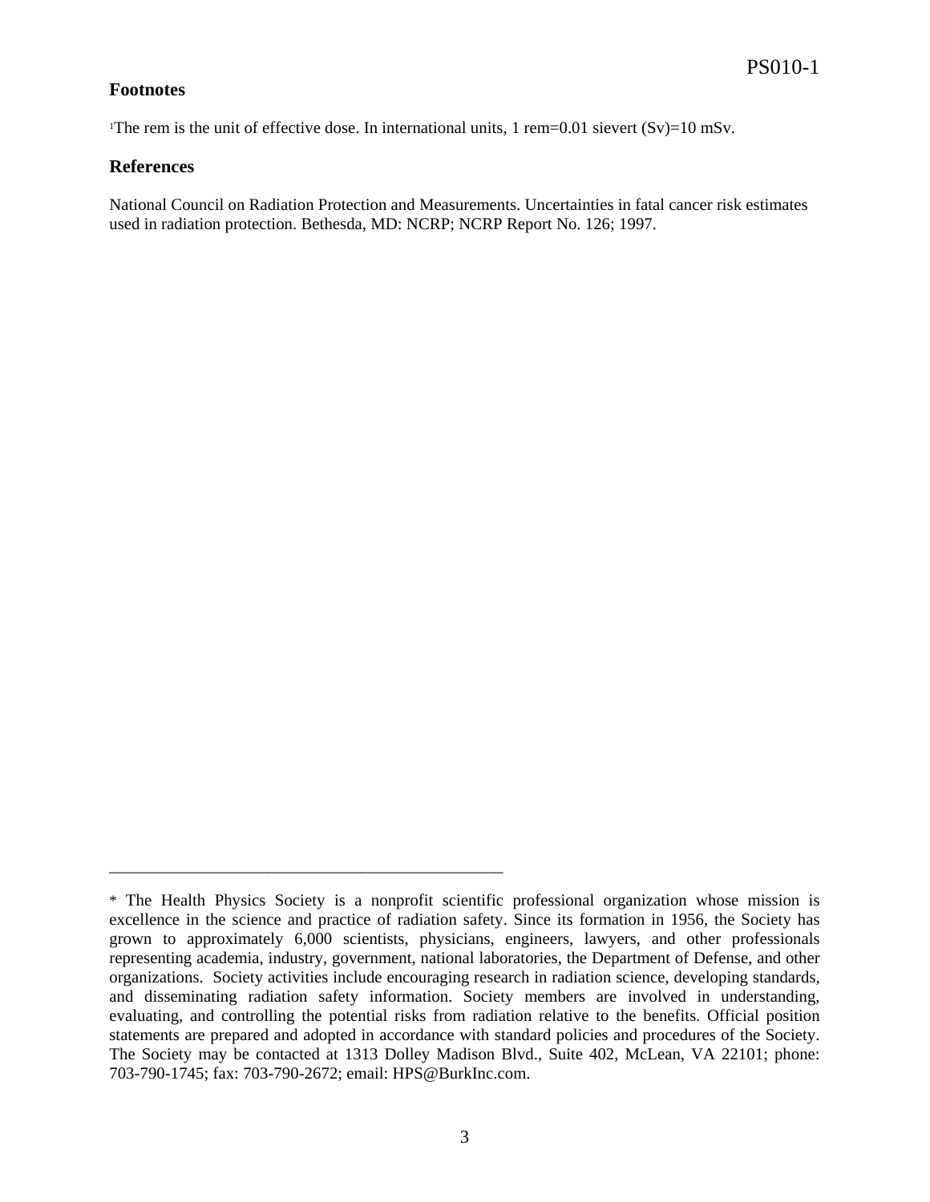## Footnotes

[1]The rem is the unit of effective dose. In international units, 1 rem=0.01 sievert (Sv)=10 mSv.

## References

National Council on Radiation Protection and Measurements. Uncertainties in fatal cancer risk estimates used in radiation protection. Bethesda, MD: NCRP; NCRP Report No. 126; 1997.

---

* The Health Physics Society is a nonprofit scientific professional organization whose mission is excellence in the science and practice of radiation safety. Since its formation in 1956, the Society has grown to approximately 6,000 scientists, physicians, engineers, lawyers, and other professionals representing academia, industry, government, national laboratories, the Department of Defense, and other organizations. Society activities include encouraging research in radiation science, developing standards, and disseminating radiation safety information. Society members are involved in understanding, evaluating, and controlling the potential risks from radiation relative to the benefits. Official position statements are prepared and adopted in accordance with standard policies and procedures of the Society. The Society may be contacted at 1313 Dolley Madison Blvd., Suite 402, McLean, VA 22101; phone: 703-790-1745; fax: 703-790-2672; email: HPS@BurkInc.com.